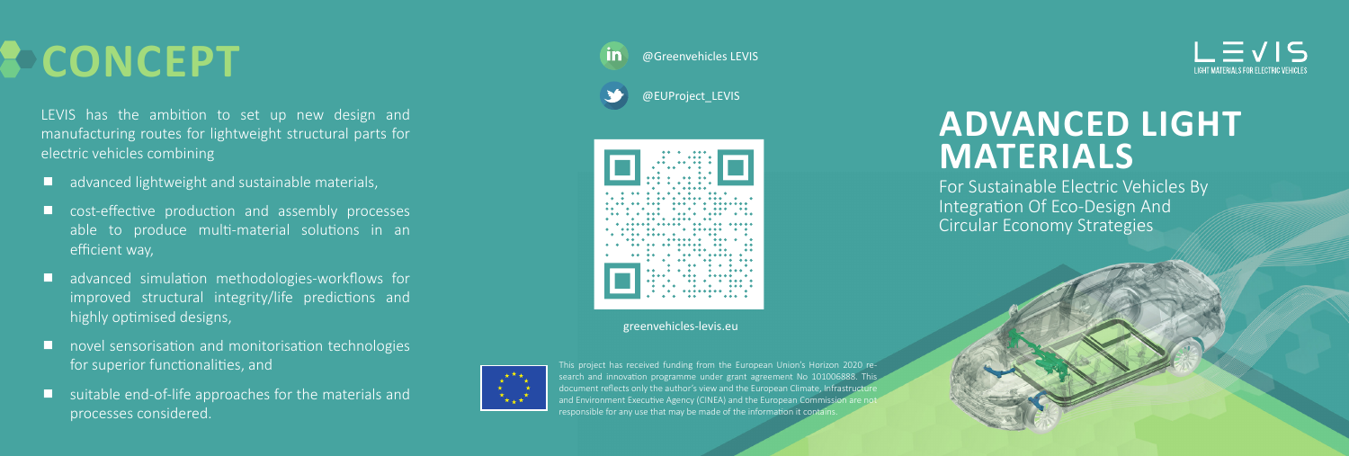# CONCEPT

LEVIS has the ambition to set up new design and manufacturing routes for lightweight structural parts for electric vehicles combining

- advanced lightweight and sustainable materials,
- cost-effective production and assembly processes able to produce multi-material solutions in an efficient way,
- advanced simulation methodologies-workflows for improved structural integrity/life predictions and highly optimised designs,
- novel sensorisation and monitorisation technologies for superior functionalities, and
- suitable end-of-life approaches for the materials and processes considered.

@Greenvehicles LEVIS

@EUProject_LEVIS

greenvehicles-levis.eu

This project has received funding from the European Union's Horizon 2020 research and innovation programme under grant agreement No 101006888. This document reflects only the author's view and the European Climate, Infrastructure and Environment Executive Agency (CINEA) and the European Commission are not responsible for any use that may be made of the information it contains.

LEVIS
LIGHT MATERIALS FOR ELECTRIC VEHICLES

# ADVANCED LIGHT MATERIALS

For Sustainable Electric Vehicles By Integration Of Eco-Design And Circular Economy Strategies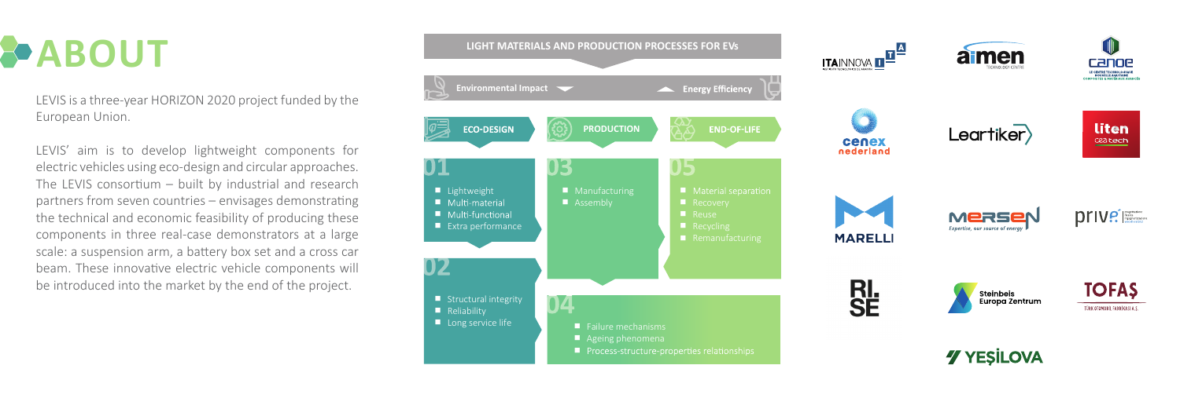# ABOUT

LEVIS is a three-year HORIZON 2020 project funded by the European Union.

LEVIS' aim is to develop lightweight components for electric vehicles using eco-design and circular approaches. The LEVIS consortium – built by industrial and research partners from seven countries – envisages demonstrating the technical and economic feasibility of producing these components in three real-case demonstrators at a large scale: a suspension arm, a battery box set and a cross car beam. These innovative electric vehicle components will be introduced into the market by the end of the project.

**LIGHT MATERIALS AND PRODUCTION PROCESSES FOR EVs**

Environmental Impact

Energy Efficiency

**ECO-DESIGN**

**PRODUCTION**

**END-OF-LIFE**

**01**

- Lightweight
- Multi-material
- Multi-functional
- Extra performance

**02**

- Structural integrity
- Reliability
- Long service life

**03**

- Manufacturing
- Assembly

**04**

- Failure mechanisms
- Ageing phenomena
- Process-structure-properties relationships

**05**

- Material separation
- Recovery
- Reuse
- Recycling
- Remanufacturing

ITAINNOVA

aimen TECHNOLOGY CENTRE

canoe

cenex nederland

Leartiker

liten CEA tech

MARELLI

MERSEN Expertise, our source of energy

PRIVE

RI. SE

Steinbeis Europa Zentrum

TOFAŞ

YEŞİLOVA